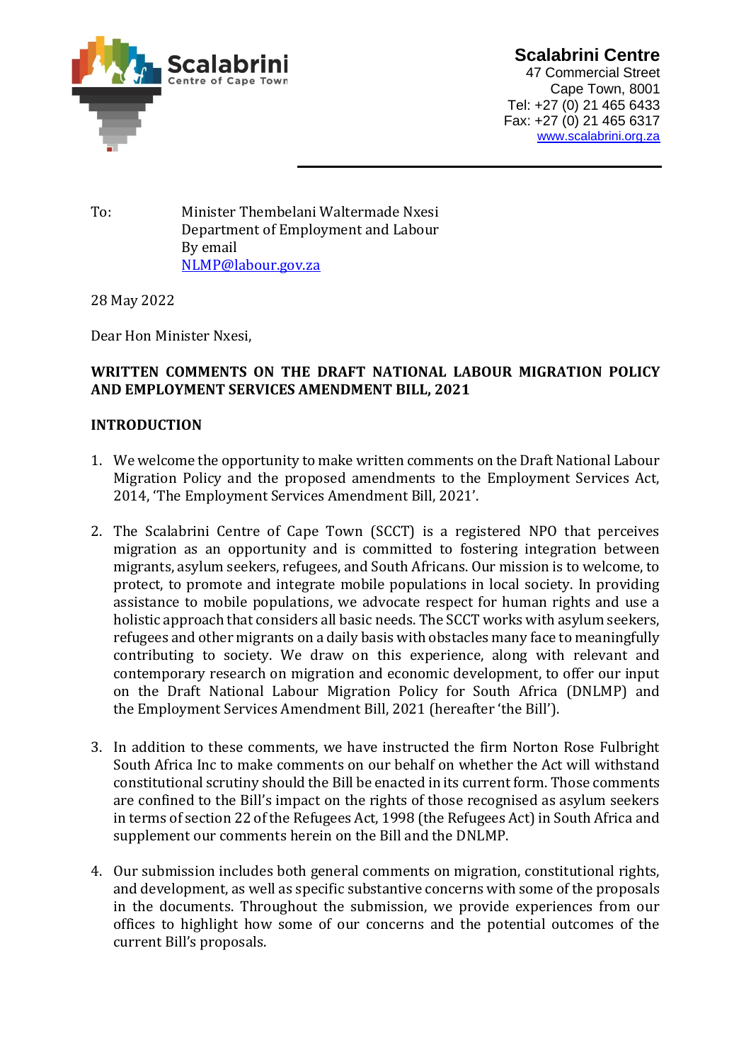**Scalabrini Centre**
47 Commercial Street
Cape Town, 8001
Tel: +27 (0) 21 465 6433
Fax: +27 (0) 21 465 6317
www.scalabrini.org.za

To: Minister Thembelani Waltermade Nxesi
Department of Employment and Labour
By email
NLMP@labour.gov.za

28 May 2022

Dear Hon Minister Nxesi,

**WRITTEN COMMENTS ON THE DRAFT NATIONAL LABOUR MIGRATION POLICY AND EMPLOYMENT SERVICES AMENDMENT BILL, 2021**

## INTRODUCTION

1. We welcome the opportunity to make written comments on the Draft National Labour Migration Policy and the proposed amendments to the Employment Services Act, 2014, 'The Employment Services Amendment Bill, 2021'.

2. The Scalabrini Centre of Cape Town (SCCT) is a registered NPO that perceives migration as an opportunity and is committed to fostering integration between migrants, asylum seekers, refugees, and South Africans. Our mission is to welcome, to protect, to promote and integrate mobile populations in local society. In providing assistance to mobile populations, we advocate respect for human rights and use a holistic approach that considers all basic needs. The SCCT works with asylum seekers, refugees and other migrants on a daily basis with obstacles many face to meaningfully contributing to society. We draw on this experience, along with relevant and contemporary research on migration and economic development, to offer our input on the Draft National Labour Migration Policy for South Africa (DNLMP) and the Employment Services Amendment Bill, 2021 (hereafter 'the Bill').

3. In addition to these comments, we have instructed the firm Norton Rose Fulbright South Africa Inc to make comments on our behalf on whether the Act will withstand constitutional scrutiny should the Bill be enacted in its current form. Those comments are confined to the Bill's impact on the rights of those recognised as asylum seekers in terms of section 22 of the Refugees Act, 1998 (the Refugees Act) in South Africa and supplement our comments herein on the Bill and the DNLMP.

4. Our submission includes both general comments on migration, constitutional rights, and development, as well as specific substantive concerns with some of the proposals in the documents. Throughout the submission, we provide experiences from our offices to highlight how some of our concerns and the potential outcomes of the current Bill's proposals.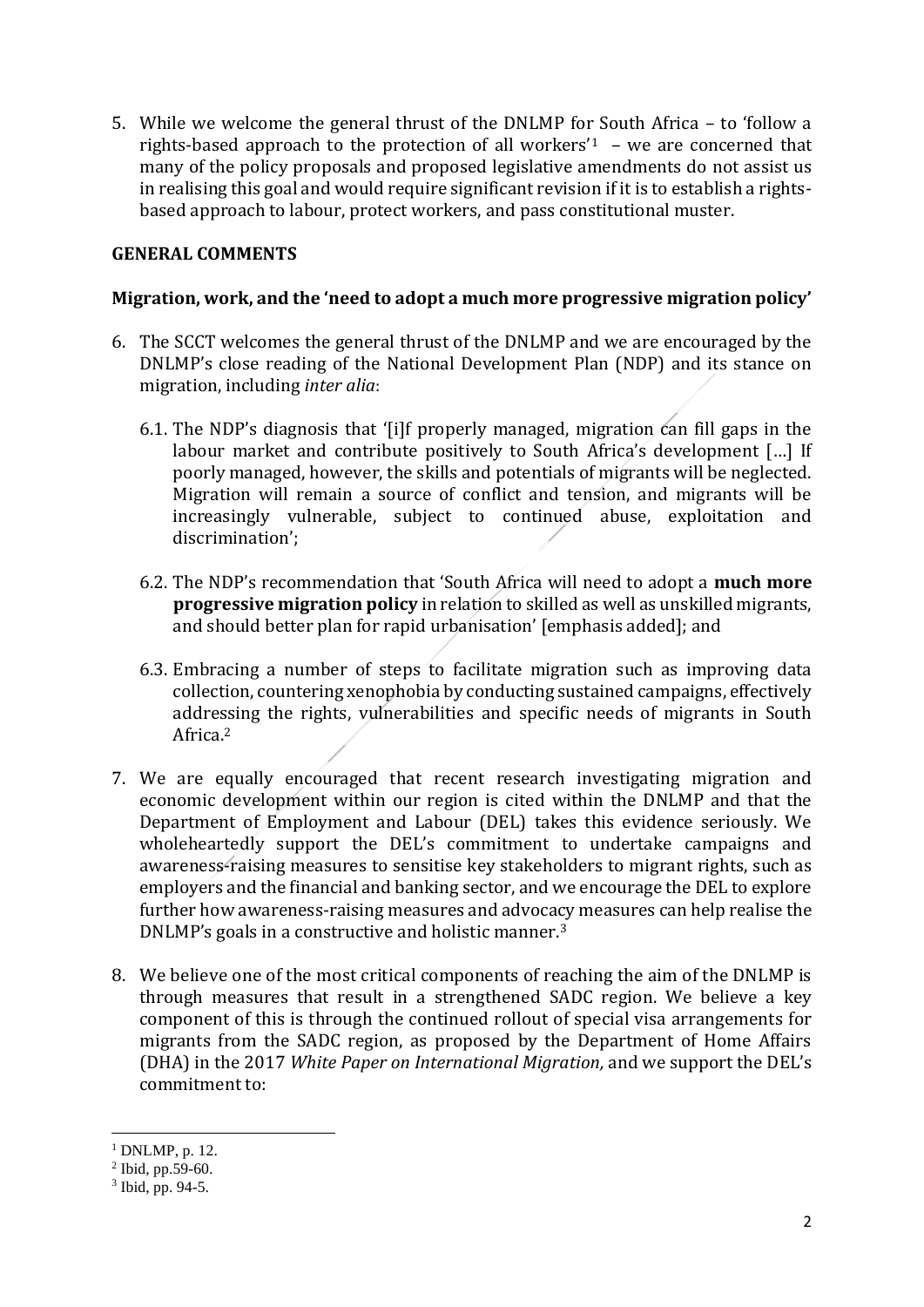5. While we welcome the general thrust of the DNLMP for South Africa – to 'follow a rights-based approach to the protection of all workers'[1] – we are concerned that many of the policy proposals and proposed legislative amendments do not assist us in realising this goal and would require significant revision if it is to establish a rights-based approach to labour, protect workers, and pass constitutional muster.

## GENERAL COMMENTS

### Migration, work, and the 'need to adopt a much more progressive migration policy'

6. The SCCT welcomes the general thrust of the DNLMP and we are encouraged by the DNLMP's close reading of the National Development Plan (NDP) and its stance on migration, including *inter alia*:

   6.1. The NDP's diagnosis that '[i]f properly managed, migration can fill gaps in the labour market and contribute positively to South Africa's development […] If poorly managed, however, the skills and potentials of migrants will be neglected. Migration will remain a source of conflict and tension, and migrants will be increasingly vulnerable, subject to continued abuse, exploitation and discrimination';

   6.2. The NDP's recommendation that 'South Africa will need to adopt a **much more progressive migration policy** in relation to skilled as well as unskilled migrants, and should better plan for rapid urbanisation' [emphasis added]; and

   6.3. Embracing a number of steps to facilitate migration such as improving data collection, countering xenophobia by conducting sustained campaigns, effectively addressing the rights, vulnerabilities and specific needs of migrants in South Africa.[2]

7. We are equally encouraged that recent research investigating migration and economic development within our region is cited within the DNLMP and that the Department of Employment and Labour (DEL) takes this evidence seriously. We wholeheartedly support the DEL's commitment to undertake campaigns and awareness-raising measures to sensitise key stakeholders to migrant rights, such as employers and the financial and banking sector, and we encourage the DEL to explore further how awareness-raising measures and advocacy measures can help realise the DNLMP's goals in a constructive and holistic manner.[3]

8. We believe one of the most critical components of reaching the aim of the DNLMP is through measures that result in a strengthened SADC region. We believe a key component of this is through the continued rollout of special visa arrangements for migrants from the SADC region, as proposed by the Department of Home Affairs (DHA) in the 2017 *White Paper on International Migration,* and we support the DEL's commitment to:

---

[1] DNLMP, p. 12.

[2] Ibid, pp.59-60.

[3] Ibid, pp. 94-5.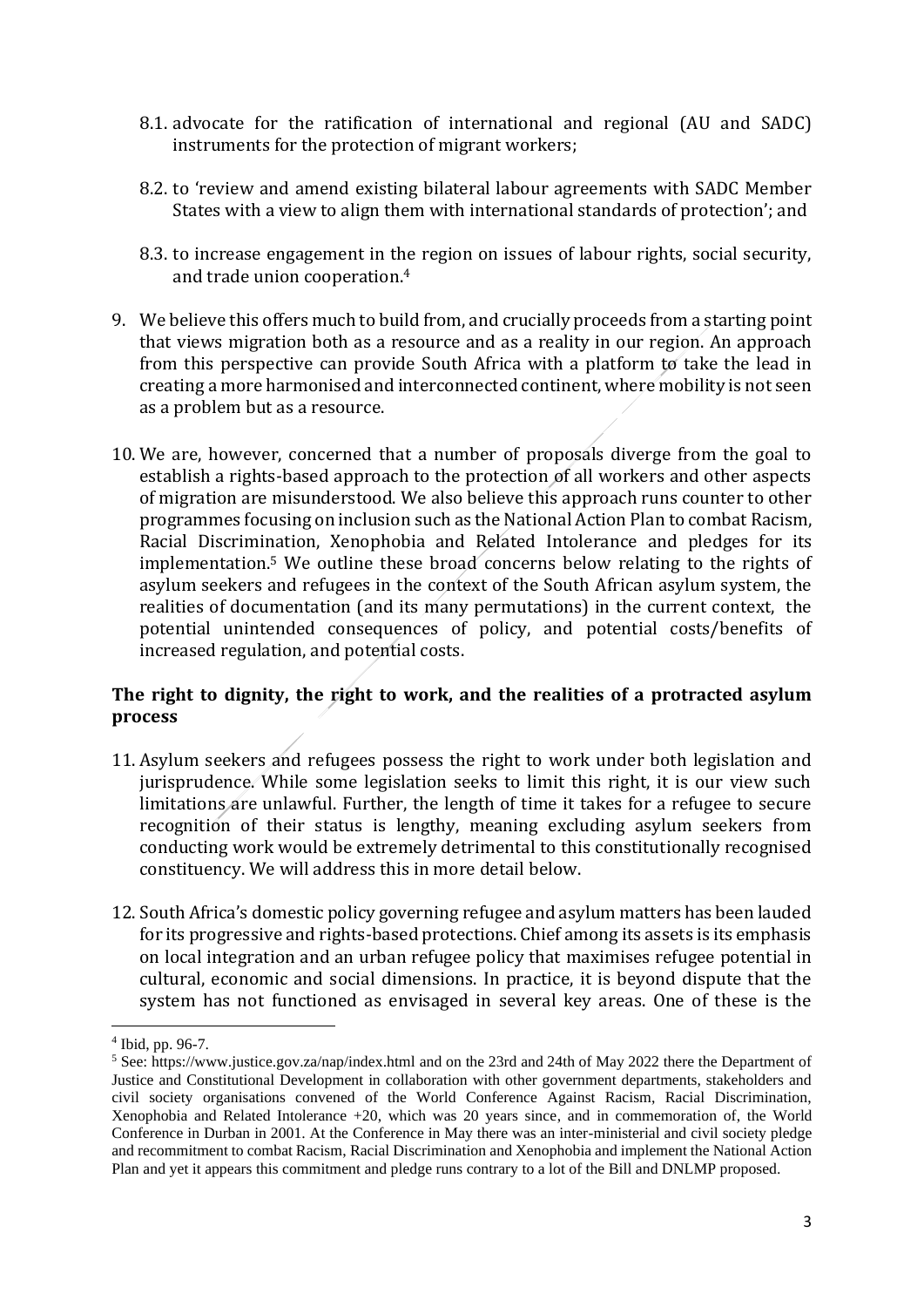8.1. advocate for the ratification of international and regional (AU and SADC) instruments for the protection of migrant workers;

8.2. to 'review and amend existing bilateral labour agreements with SADC Member States with a view to align them with international standards of protection'; and

8.3. to increase engagement in the region on issues of labour rights, social security, and trade union cooperation.[4]

9. We believe this offers much to build from, and crucially proceeds from a starting point that views migration both as a resource and as a reality in our region. An approach from this perspective can provide South Africa with a platform to take the lead in creating a more harmonised and interconnected continent, where mobility is not seen as a problem but as a resource.

10. We are, however, concerned that a number of proposals diverge from the goal to establish a rights-based approach to the protection of all workers and other aspects of migration are misunderstood. We also believe this approach runs counter to other programmes focusing on inclusion such as the National Action Plan to combat Racism, Racial Discrimination, Xenophobia and Related Intolerance and pledges for its implementation.[5] We outline these broad concerns below relating to the rights of asylum seekers and refugees in the context of the South African asylum system, the realities of documentation (and its many permutations) in the current context, the potential unintended consequences of policy, and potential costs/benefits of increased regulation, and potential costs.

### The right to dignity, the right to work, and the realities of a protracted asylum process

11. Asylum seekers and refugees possess the right to work under both legislation and jurisprudence. While some legislation seeks to limit this right, it is our view such limitations are unlawful. Further, the length of time it takes for a refugee to secure recognition of their status is lengthy, meaning excluding asylum seekers from conducting work would be extremely detrimental to this constitutionally recognised constituency. We will address this in more detail below.

12. South Africa's domestic policy governing refugee and asylum matters has been lauded for its progressive and rights-based protections. Chief among its assets is its emphasis on local integration and an urban refugee policy that maximises refugee potential in cultural, economic and social dimensions. In practice, it is beyond dispute that the system has not functioned as envisaged in several key areas. One of these is the

---

[4] Ibid, pp. 96-7.

[5] See: https://www.justice.gov.za/nap/index.html and on the 23rd and 24th of May 2022 there the Department of Justice and Constitutional Development in collaboration with other government departments, stakeholders and civil society organisations convened of the World Conference Against Racism, Racial Discrimination, Xenophobia and Related Intolerance +20, which was 20 years since, and in commemoration of, the World Conference in Durban in 2001. At the Conference in May there was an inter-ministerial and civil society pledge and recommitment to combat Racism, Racial Discrimination and Xenophobia and implement the National Action Plan and yet it appears this commitment and pledge runs contrary to a lot of the Bill and DNLMP proposed.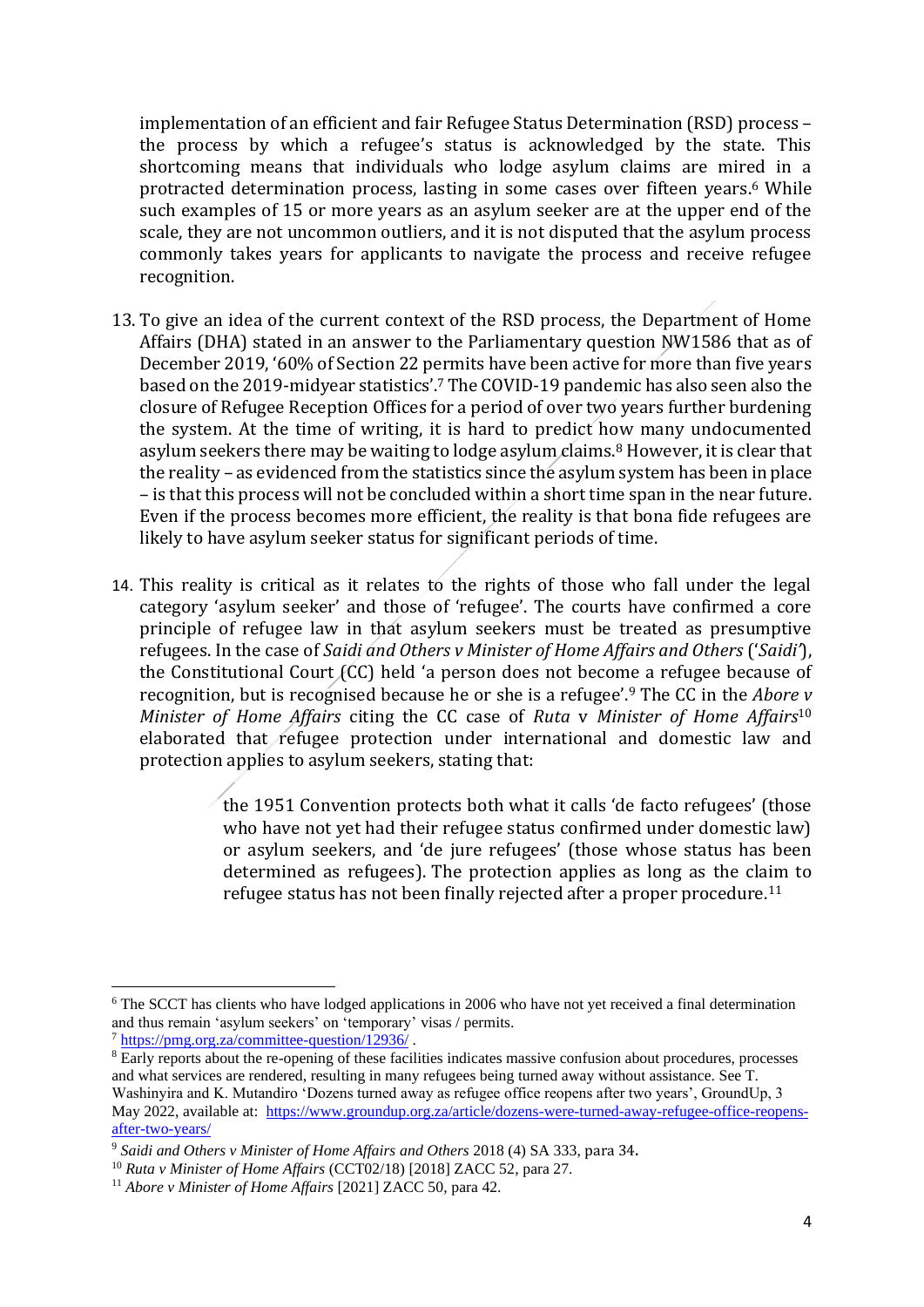implementation of an efficient and fair Refugee Status Determination (RSD) process – the process by which a refugee's status is acknowledged by the state. This shortcoming means that individuals who lodge asylum claims are mired in a protracted determination process, lasting in some cases over fifteen years.[6] While such examples of 15 or more years as an asylum seeker are at the upper end of the scale, they are not uncommon outliers, and it is not disputed that the asylum process commonly takes years for applicants to navigate the process and receive refugee recognition.

13. To give an idea of the current context of the RSD process, the Department of Home Affairs (DHA) stated in an answer to the Parliamentary question NW1586 that as of December 2019, '60% of Section 22 permits have been active for more than five years based on the 2019-midyear statistics'.[7] The COVID-19 pandemic has also seen also the closure of Refugee Reception Offices for a period of over two years further burdening the system. At the time of writing, it is hard to predict how many undocumented asylum seekers there may be waiting to lodge asylum claims.[8] However, it is clear that the reality – as evidenced from the statistics since the asylum system has been in place – is that this process will not be concluded within a short time span in the near future. Even if the process becomes more efficient, the reality is that bona fide refugees are likely to have asylum seeker status for significant periods of time.

14. This reality is critical as it relates to the rights of those who fall under the legal category 'asylum seeker' and those of 'refugee'. The courts have confirmed a core principle of refugee law in that asylum seekers must be treated as presumptive refugees. In the case of *Saidi and Others v Minister of Home Affairs and Others* ('*Saidi*'), the Constitutional Court (CC) held 'a person does not become a refugee because of recognition, but is recognised because he or she is a refugee'.[9] The CC in the *Abore v Minister of Home Affairs* citing the CC case of *Ruta* v *Minister of Home Affairs*[10] elaborated that refugee protection under international and domestic law and protection applies to asylum seekers, stating that:

> the 1951 Convention protects both what it calls 'de facto refugees' (those who have not yet had their refugee status confirmed under domestic law) or asylum seekers, and 'de jure refugees' (those whose status has been determined as refugees). The protection applies as long as the claim to refugee status has not been finally rejected after a proper procedure.[11]

---

[6] The SCCT has clients who have lodged applications in 2006 who have not yet received a final determination and thus remain 'asylum seekers' on 'temporary' visas / permits.

[7] https://pmg.org.za/committee-question/12936/ .

[8] Early reports about the re-opening of these facilities indicates massive confusion about procedures, processes and what services are rendered, resulting in many refugees being turned away without assistance. See T. Washinyira and K. Mutandiro 'Dozens turned away as refugee office reopens after two years', GroundUp, 3 May 2022, available at: https://www.groundup.org.za/article/dozens-were-turned-away-refugee-office-reopens-after-two-years/

[9] *Saidi and Others v Minister of Home Affairs and Others* 2018 (4) SA 333, para 34.

[10] *Ruta v Minister of Home Affairs* (CCT02/18) [2018] ZACC 52, para 27.

[11] *Abore v Minister of Home Affairs* [2021] ZACC 50, para 42.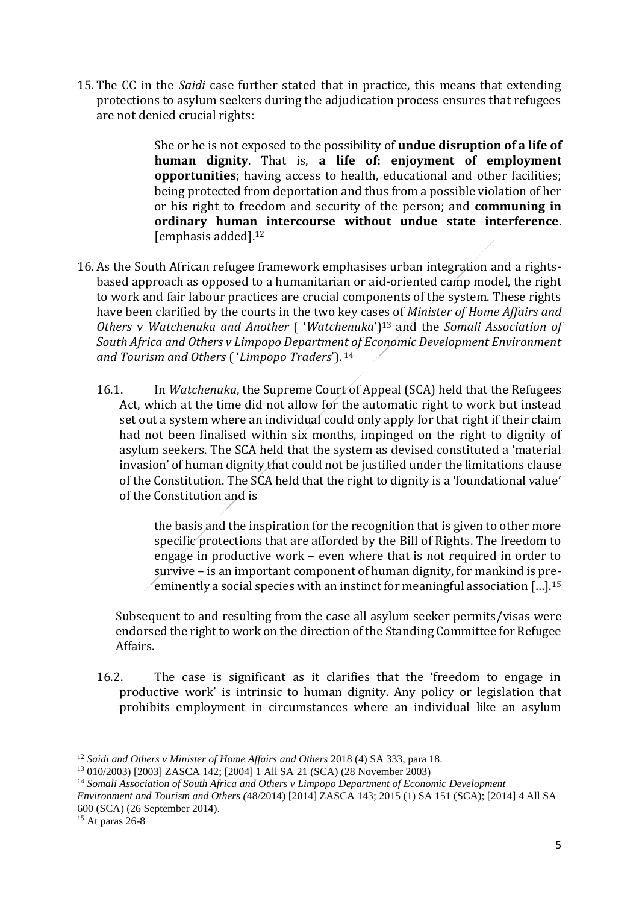15. The CC in the *Saidi* case further stated that in practice, this means that extending protections to asylum seekers during the adjudication process ensures that refugees are not denied crucial rights:

> She or he is not exposed to the possibility of **undue disruption of a life of human dignity**. That is, **a life of: enjoyment of employment opportunities**; having access to health, educational and other facilities; being protected from deportation and thus from a possible violation of her or his right to freedom and security of the person; and **communing in ordinary human intercourse without undue state interference**. [emphasis added].[12]

16. As the South African refugee framework emphasises urban integration and a rights-based approach as opposed to a humanitarian or aid-oriented camp model, the right to work and fair labour practices are crucial components of the system. These rights have been clarified by the courts in the two key cases of *Minister of Home Affairs and Others* v *Watchenuka and Another* ( '*Watchenuka*')[13] and the *Somali Association of South Africa and Others v Limpopo Department of Economic Development Environment and Tourism and Others* ( '*Limpopo Traders*'). [14]

    16.1. In *Watchenuka*, the Supreme Court of Appeal (SCA) held that the Refugees Act, which at the time did not allow for the automatic right to work but instead set out a system where an individual could only apply for that right if their claim had not been finalised within six months, impinged on the right to dignity of asylum seekers. The SCA held that the system as devised constituted a 'material invasion' of human dignity that could not be justified under the limitations clause of the Constitution. The SCA held that the right to dignity is a 'foundational value' of the Constitution and is

    > the basis and the inspiration for the recognition that is given to other more specific protections that are afforded by the Bill of Rights. The freedom to engage in productive work – even where that is not required in order to survive – is an important component of human dignity, for mankind is pre-eminently a social species with an instinct for meaningful association […].[15]

    Subsequent to and resulting from the case all asylum seeker permits/visas were endorsed the right to work on the direction of the Standing Committee for Refugee Affairs.

    16.2. The case is significant as it clarifies that the 'freedom to engage in productive work' is intrinsic to human dignity. Any policy or legislation that prohibits employment in circumstances where an individual like an asylum

---

[12] *Saidi and Others v Minister of Home Affairs and Others* 2018 (4) SA 333, para 18.

[13] 010/2003) [2003] ZASCA 142; [2004] 1 All SA 21 (SCA) (28 November 2003)

[14] *Somali Association of South Africa and Others v Limpopo Department of Economic Development Environment and Tourism and Others* (48/2014) [2014] ZASCA 143; 2015 (1) SA 151 (SCA); [2014] 4 All SA 600 (SCA) (26 September 2014).

[15] At paras 26-8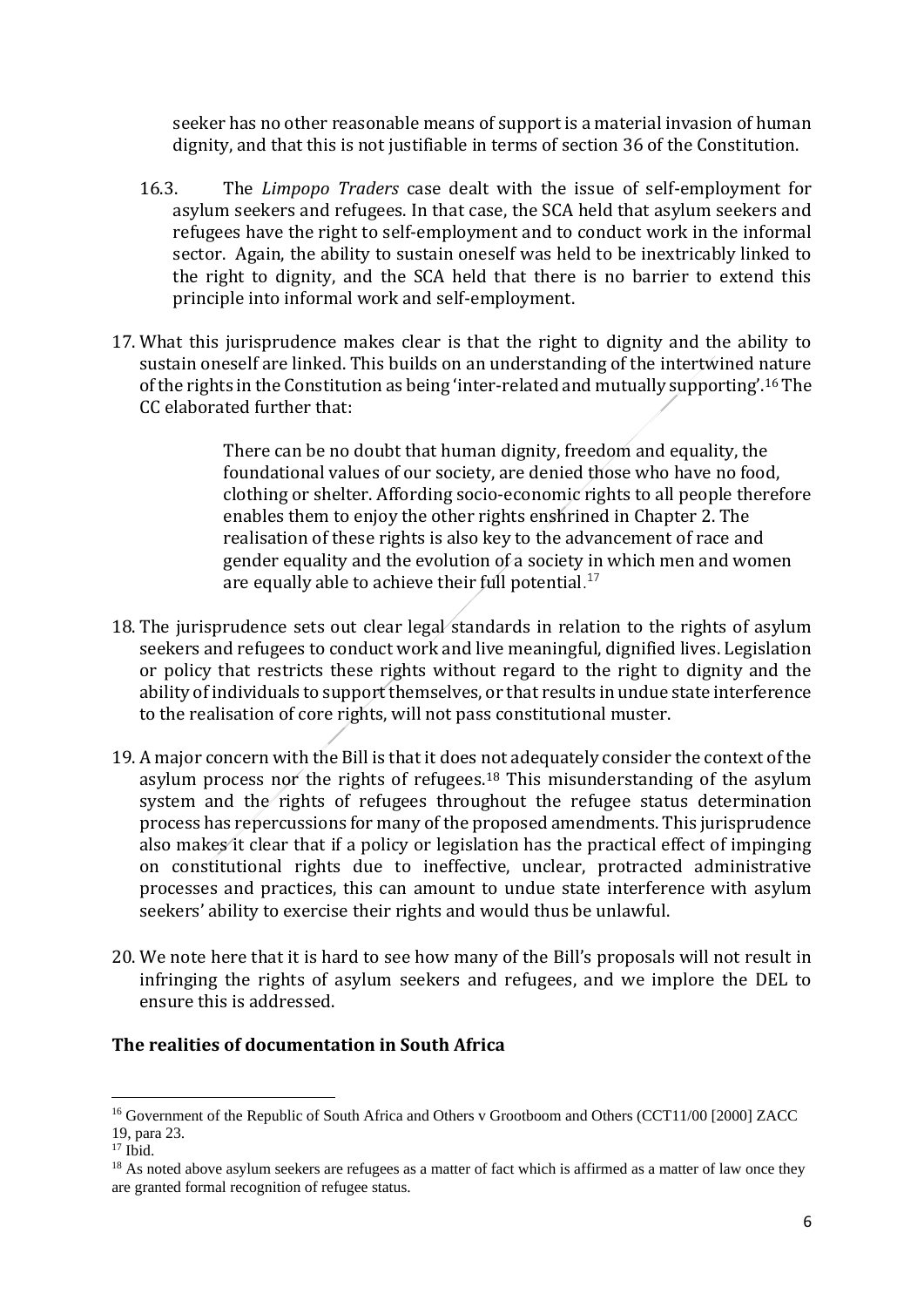seeker has no other reasonable means of support is a material invasion of human dignity, and that this is not justifiable in terms of section 36 of the Constitution.

16.3. The *Limpopo Traders* case dealt with the issue of self-employment for asylum seekers and refugees. In that case, the SCA held that asylum seekers and refugees have the right to self-employment and to conduct work in the informal sector. Again, the ability to sustain oneself was held to be inextricably linked to the right to dignity, and the SCA held that there is no barrier to extend this principle into informal work and self-employment.

17. What this jurisprudence makes clear is that the right to dignity and the ability to sustain oneself are linked. This builds on an understanding of the intertwined nature of the rights in the Constitution as being 'inter-related and mutually supporting'.[16] The CC elaborated further that:

> There can be no doubt that human dignity, freedom and equality, the foundational values of our society, are denied those who have no food, clothing or shelter. Affording socio-economic rights to all people therefore enables them to enjoy the other rights enshrined in Chapter 2. The realisation of these rights is also key to the advancement of race and gender equality and the evolution of a society in which men and women are equally able to achieve their full potential.[17]

18. The jurisprudence sets out clear legal standards in relation to the rights of asylum seekers and refugees to conduct work and live meaningful, dignified lives. Legislation or policy that restricts these rights without regard to the right to dignity and the ability of individuals to support themselves, or that results in undue state interference to the realisation of core rights, will not pass constitutional muster.

19. A major concern with the Bill is that it does not adequately consider the context of the asylum process nor the rights of refugees.[18] This misunderstanding of the asylum system and the rights of refugees throughout the refugee status determination process has repercussions for many of the proposed amendments. This jurisprudence also makes it clear that if a policy or legislation has the practical effect of impinging on constitutional rights due to ineffective, unclear, protracted administrative processes and practices, this can amount to undue state interference with asylum seekers' ability to exercise their rights and would thus be unlawful.

20. We note here that it is hard to see how many of the Bill's proposals will not result in infringing the rights of asylum seekers and refugees, and we implore the DEL to ensure this is addressed.

**The realities of documentation in South Africa**

---

[16] Government of the Republic of South Africa and Others v Grootboom and Others (CCT11/00 [2000] ZACC 19, para 23.

[17] Ibid.

[18] As noted above asylum seekers are refugees as a matter of fact which is affirmed as a matter of law once they are granted formal recognition of refugee status.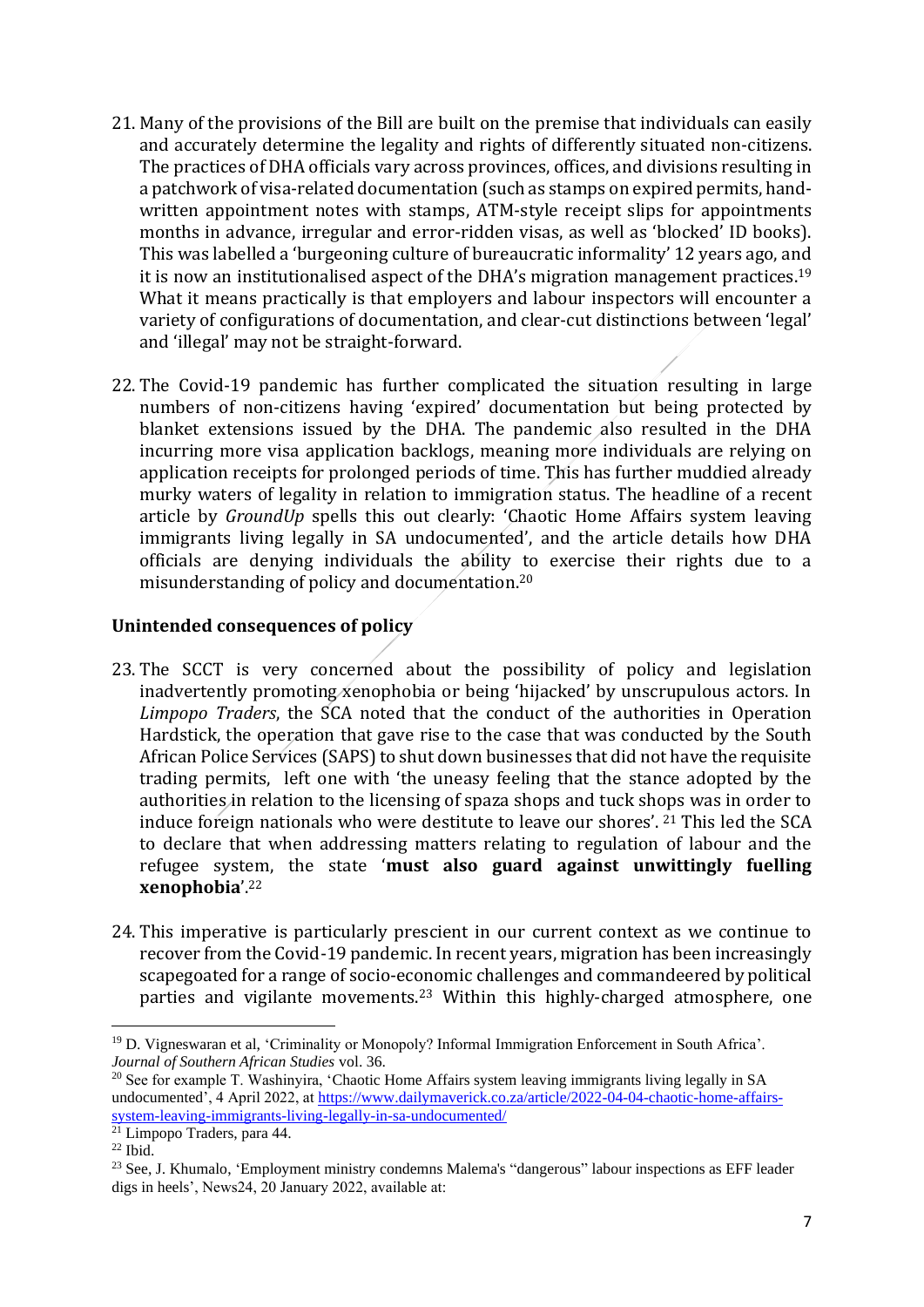21. Many of the provisions of the Bill are built on the premise that individuals can easily and accurately determine the legality and rights of differently situated non-citizens. The practices of DHA officials vary across provinces, offices, and divisions resulting in a patchwork of visa-related documentation (such as stamps on expired permits, hand-written appointment notes with stamps, ATM-style receipt slips for appointments months in advance, irregular and error-ridden visas, as well as 'blocked' ID books). This was labelled a 'burgeoning culture of bureaucratic informality' 12 years ago, and it is now an institutionalised aspect of the DHA's migration management practices.[19] What it means practically is that employers and labour inspectors will encounter a variety of configurations of documentation, and clear-cut distinctions between 'legal' and 'illegal' may not be straight-forward.

22. The Covid-19 pandemic has further complicated the situation resulting in large numbers of non-citizens having 'expired' documentation but being protected by blanket extensions issued by the DHA. The pandemic also resulted in the DHA incurring more visa application backlogs, meaning more individuals are relying on application receipts for prolonged periods of time. This has further muddied already murky waters of legality in relation to immigration status. The headline of a recent article by *GroundUp* spells this out clearly: 'Chaotic Home Affairs system leaving immigrants living legally in SA undocumented', and the article details how DHA officials are denying individuals the ability to exercise their rights due to a misunderstanding of policy and documentation.[20]

## Unintended consequences of policy

23. The SCCT is very concerned about the possibility of policy and legislation inadvertently promoting xenophobia or being 'hijacked' by unscrupulous actors. In *Limpopo Traders*, the SCA noted that the conduct of the authorities in Operation Hardstick, the operation that gave rise to the case that was conducted by the South African Police Services (SAPS) to shut down businesses that did not have the requisite trading permits, left one with 'the uneasy feeling that the stance adopted by the authorities in relation to the licensing of spaza shops and tuck shops was in order to induce foreign nationals who were destitute to leave our shores'.[21] This led the SCA to declare that when addressing matters relating to regulation of labour and the refugee system, the state '**must also guard against unwittingly fuelling xenophobia**'.[22]

24. This imperative is particularly prescient in our current context as we continue to recover from the Covid-19 pandemic. In recent years, migration has been increasingly scapegoated for a range of socio-economic challenges and commandeered by political parties and vigilante movements.[23] Within this highly-charged atmosphere, one

---

[19] D. Vigneswaran et al, 'Criminality or Monopoly? Informal Immigration Enforcement in South Africa'. *Journal of Southern African Studies* vol. 36.

[20] See for example T. Washinyira, 'Chaotic Home Affairs system leaving immigrants living legally in SA undocumented', 4 April 2022, at https://www.dailymaverick.co.za/article/2022-04-04-chaotic-home-affairs-system-leaving-immigrants-living-legally-in-sa-undocumented/

[21] Limpopo Traders, para 44.

[22] Ibid.

[23] See, J. Khumalo, 'Employment ministry condemns Malema's "dangerous" labour inspections as EFF leader digs in heels', News24, 20 January 2022, available at: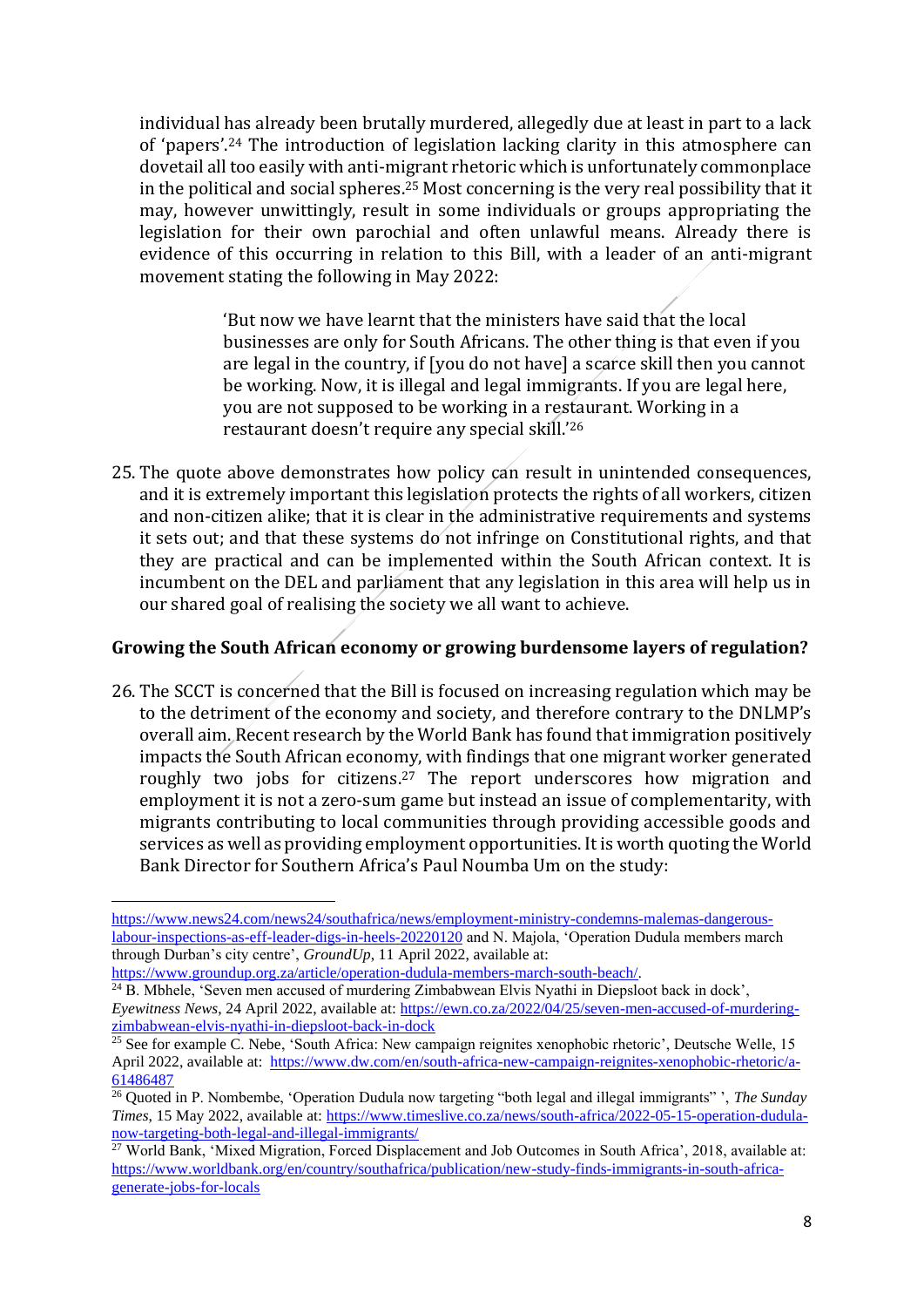individual has already been brutally murdered, allegedly due at least in part to a lack of 'papers'.[24] The introduction of legislation lacking clarity in this atmosphere can dovetail all too easily with anti-migrant rhetoric which is unfortunately commonplace in the political and social spheres.[25] Most concerning is the very real possibility that it may, however unwittingly, result in some individuals or groups appropriating the legislation for their own parochial and often unlawful means. Already there is evidence of this occurring in relation to this Bill, with a leader of an anti-migrant movement stating the following in May 2022:

> 'But now we have learnt that the ministers have said that the local businesses are only for South Africans. The other thing is that even if you are legal in the country, if [you do not have] a scarce skill then you cannot be working. Now, it is illegal and legal immigrants. If you are legal here, you are not supposed to be working in a restaurant. Working in a restaurant doesn't require any special skill.'[26]

25. The quote above demonstrates how policy can result in unintended consequences, and it is extremely important this legislation protects the rights of all workers, citizen and non-citizen alike; that it is clear in the administrative requirements and systems it sets out; and that these systems do not infringe on Constitutional rights, and that they are practical and can be implemented within the South African context. It is incumbent on the DEL and parliament that any legislation in this area will help us in our shared goal of realising the society we all want to achieve.

## Growing the South African economy or growing burdensome layers of regulation?

26. The SCCT is concerned that the Bill is focused on increasing regulation which may be to the detriment of the economy and society, and therefore contrary to the DNLMP's overall aim. Recent research by the World Bank has found that immigration positively impacts the South African economy, with findings that one migrant worker generated roughly two jobs for citizens.[27] The report underscores how migration and employment it is not a zero-sum game but instead an issue of complementarity, with migrants contributing to local communities through providing accessible goods and services as well as providing employment opportunities. It is worth quoting the World Bank Director for Southern Africa's Paul Noumba Um on the study:

---

https://www.news24.com/news24/southafrica/news/employment-ministry-condemns-malemas-dangerous-labour-inspections-as-eff-leader-digs-in-heels-20220120 and N. Majola, 'Operation Dudula members march through Durban's city centre', *GroundUp*, 11 April 2022, available at: https://www.groundup.org.za/article/operation-dudula-members-march-south-beach/.

[24] B. Mbhele, 'Seven men accused of murdering Zimbabwean Elvis Nyathi in Diepsloot back in dock', *Eyewitness News*, 24 April 2022, available at: https://ewn.co.za/2022/04/25/seven-men-accused-of-murdering-zimbabwean-elvis-nyathi-in-diepsloot-back-in-dock

[25] See for example C. Nebe, 'South Africa: New campaign reignites xenophobic rhetoric', Deutsche Welle, 15 April 2022, available at: https://www.dw.com/en/south-africa-new-campaign-reignites-xenophobic-rhetoric/a-61486487

[26] Quoted in P. Nombembe, 'Operation Dudula now targeting "both legal and illegal immigrants" ', *The Sunday Times*, 15 May 2022, available at: https://www.timeslive.co.za/news/south-africa/2022-05-15-operation-dudula-now-targeting-both-legal-and-illegal-immigrants/

[27] World Bank, 'Mixed Migration, Forced Displacement and Job Outcomes in South Africa', 2018, available at: https://www.worldbank.org/en/country/southafrica/publication/new-study-finds-immigrants-in-south-africa-generate-jobs-for-locals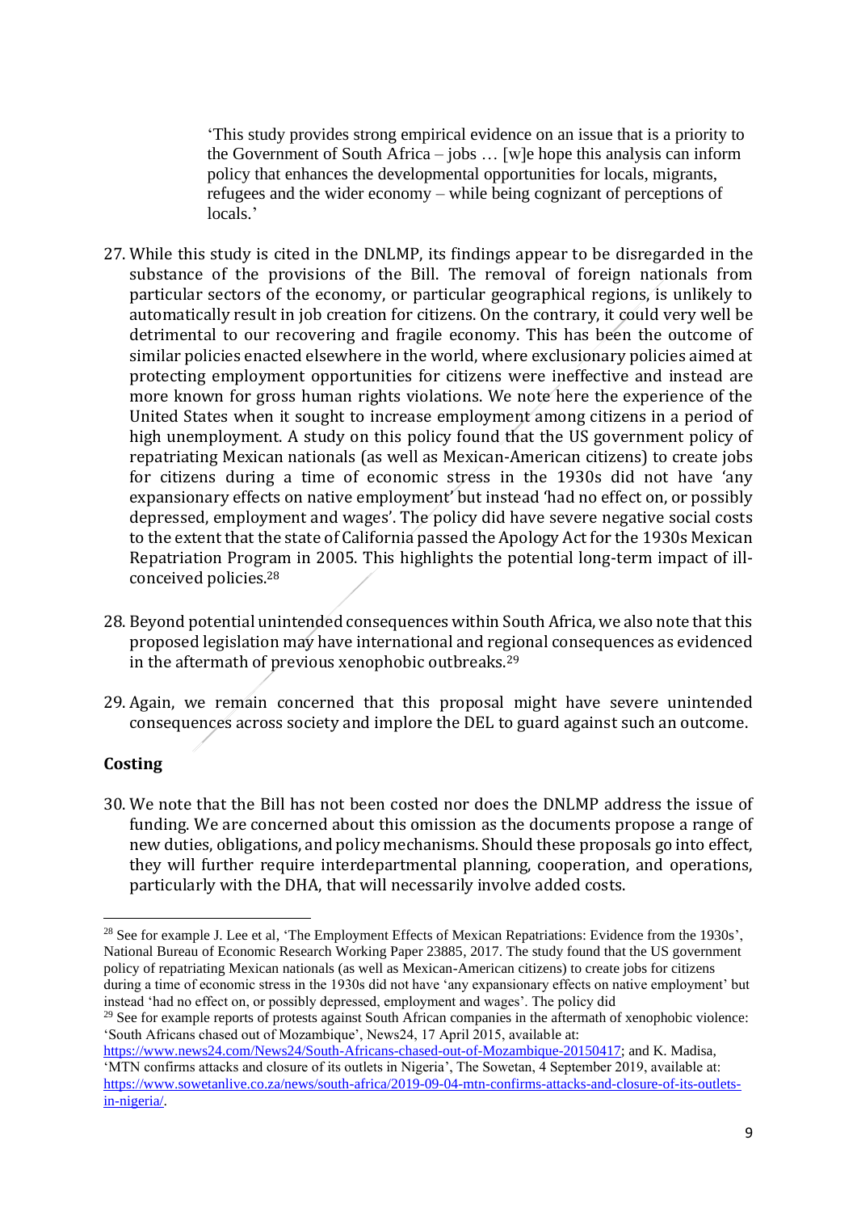> 'This study provides strong empirical evidence on an issue that is a priority to the Government of South Africa – jobs … [w]e hope this analysis can inform policy that enhances the developmental opportunities for locals, migrants, refugees and the wider economy – while being cognizant of perceptions of locals.'

27. While this study is cited in the DNLMP, its findings appear to be disregarded in the substance of the provisions of the Bill. The removal of foreign nationals from particular sectors of the economy, or particular geographical regions, is unlikely to automatically result in job creation for citizens. On the contrary, it could very well be detrimental to our recovering and fragile economy. This has been the outcome of similar policies enacted elsewhere in the world, where exclusionary policies aimed at protecting employment opportunities for citizens were ineffective and instead are more known for gross human rights violations. We note here the experience of the United States when it sought to increase employment among citizens in a period of high unemployment. A study on this policy found that the US government policy of repatriating Mexican nationals (as well as Mexican-American citizens) to create jobs for citizens during a time of economic stress in the 1930s did not have 'any expansionary effects on native employment' but instead 'had no effect on, or possibly depressed, employment and wages'. The policy did have severe negative social costs to the extent that the state of California passed the Apology Act for the 1930s Mexican Repatriation Program in 2005. This highlights the potential long-term impact of ill-conceived policies.[28]

28. Beyond potential unintended consequences within South Africa, we also note that this proposed legislation may have international and regional consequences as evidenced in the aftermath of previous xenophobic outbreaks.[29]

29. Again, we remain concerned that this proposal might have severe unintended consequences across society and implore the DEL to guard against such an outcome.

**Costing**

30. We note that the Bill has not been costed nor does the DNLMP address the issue of funding. We are concerned about this omission as the documents propose a range of new duties, obligations, and policy mechanisms. Should these proposals go into effect, they will further require interdepartmental planning, cooperation, and operations, particularly with the DHA, that will necessarily involve added costs.

---

[28] See for example J. Lee et al, 'The Employment Effects of Mexican Repatriations: Evidence from the 1930s', National Bureau of Economic Research Working Paper 23885, 2017. The study found that the US government policy of repatriating Mexican nationals (as well as Mexican-American citizens) to create jobs for citizens during a time of economic stress in the 1930s did not have 'any expansionary effects on native employment' but instead 'had no effect on, or possibly depressed, employment and wages'. The policy did

[29] See for example reports of protests against South African companies in the aftermath of xenophobic violence: 'South Africans chased out of Mozambique', News24, 17 April 2015, available at: https://www.news24.com/News24/South-Africans-chased-out-of-Mozambique-20150417; and K. Madisa, 'MTN confirms attacks and closure of its outlets in Nigeria', The Sowetan, 4 September 2019, available at: https://www.sowetanlive.co.za/news/south-africa/2019-09-04-mtn-confirms-attacks-and-closure-of-its-outlets-in-nigeria/.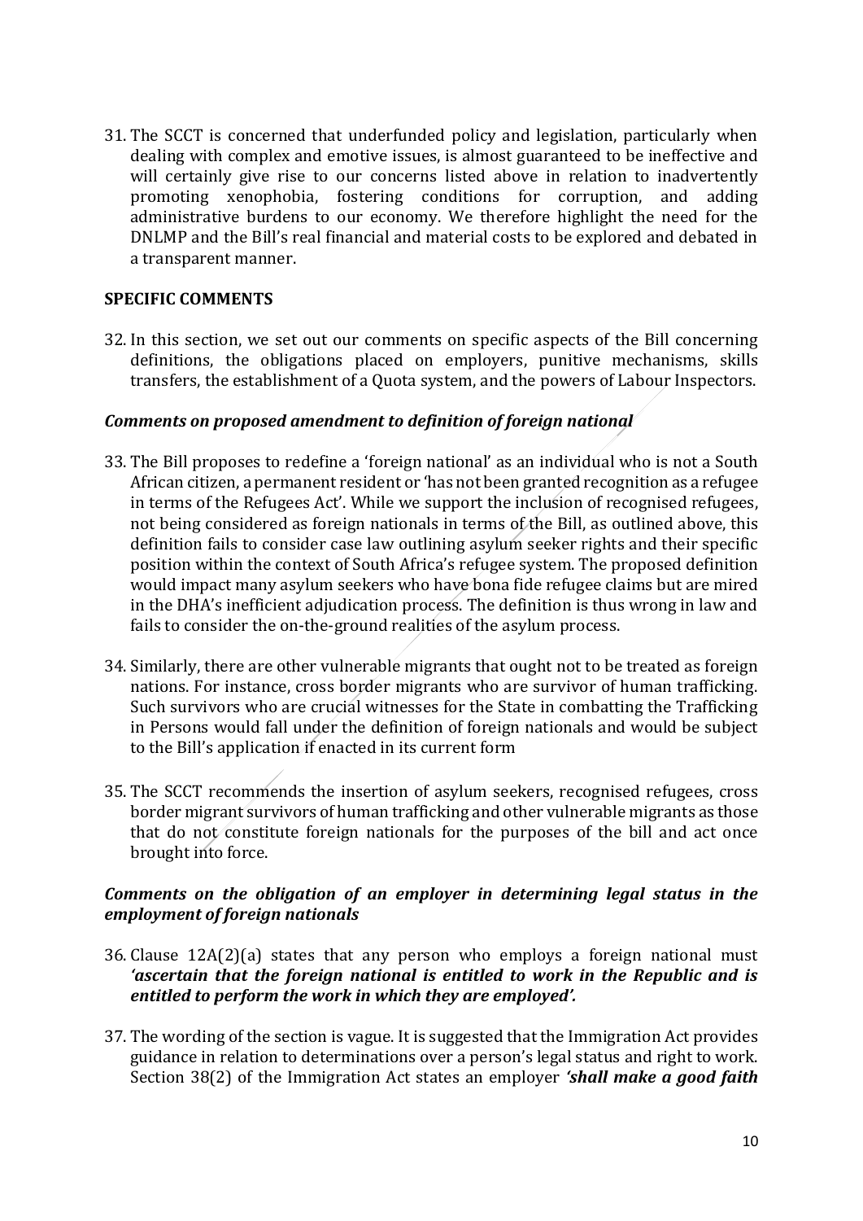31. The SCCT is concerned that underfunded policy and legislation, particularly when dealing with complex and emotive issues, is almost guaranteed to be ineffective and will certainly give rise to our concerns listed above in relation to inadvertently promoting xenophobia, fostering conditions for corruption, and adding administrative burdens to our economy. We therefore highlight the need for the DNLMP and the Bill's real financial and material costs to be explored and debated in a transparent manner.

## SPECIFIC COMMENTS

32. In this section, we set out our comments on specific aspects of the Bill concerning definitions, the obligations placed on employers, punitive mechanisms, skills transfers, the establishment of a Quota system, and the powers of Labour Inspectors.

### *Comments on proposed amendment to definition of foreign national*

33. The Bill proposes to redefine a 'foreign national' as an individual who is not a South African citizen, a permanent resident or 'has not been granted recognition as a refugee in terms of the Refugees Act'. While we support the inclusion of recognised refugees, not being considered as foreign nationals in terms of the Bill, as outlined above, this definition fails to consider case law outlining asylum seeker rights and their specific position within the context of South Africa's refugee system. The proposed definition would impact many asylum seekers who have bona fide refugee claims but are mired in the DHA's inefficient adjudication process. The definition is thus wrong in law and fails to consider the on-the-ground realities of the asylum process.

34. Similarly, there are other vulnerable migrants that ought not to be treated as foreign nations. For instance, cross border migrants who are survivor of human trafficking. Such survivors who are crucial witnesses for the State in combatting the Trafficking in Persons would fall under the definition of foreign nationals and would be subject to the Bill's application if enacted in its current form

35. The SCCT recommends the insertion of asylum seekers, recognised refugees, cross border migrant survivors of human trafficking and other vulnerable migrants as those that do not constitute foreign nationals for the purposes of the bill and act once brought into force.

### *Comments on the obligation of an employer in determining legal status in the employment of foreign nationals*

36. Clause 12A(2)(a) states that any person who employs a foreign national must ***'ascertain that the foreign national is entitled to work in the Republic and is entitled to perform the work in which they are employed'.***

37. The wording of the section is vague. It is suggested that the Immigration Act provides guidance in relation to determinations over a person's legal status and right to work. Section 38(2) of the Immigration Act states an employer ***'shall make a good faith***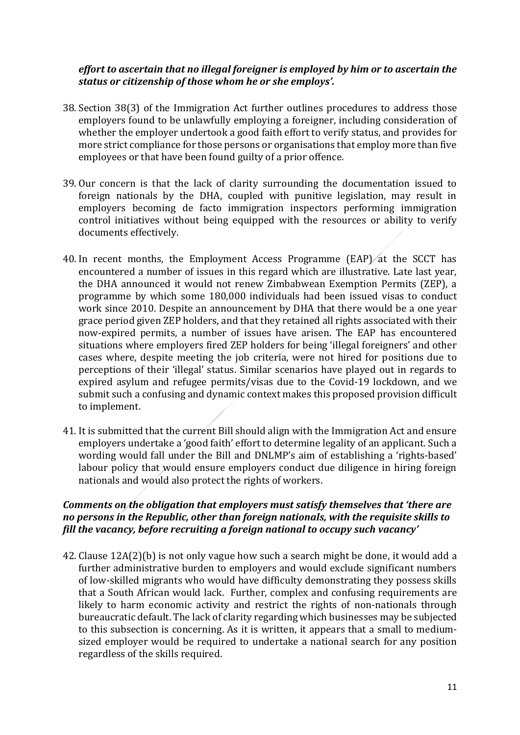***effort to ascertain that no illegal foreigner is employed by him or to ascertain the status or citizenship of those whom he or she employs'.***

38. Section 38(3) of the Immigration Act further outlines procedures to address those employers found to be unlawfully employing a foreigner, including consideration of whether the employer undertook a good faith effort to verify status, and provides for more strict compliance for those persons or organisations that employ more than five employees or that have been found guilty of a prior offence.

39. Our concern is that the lack of clarity surrounding the documentation issued to foreign nationals by the DHA, coupled with punitive legislation, may result in employers becoming de facto immigration inspectors performing immigration control initiatives without being equipped with the resources or ability to verify documents effectively.

40. In recent months, the Employment Access Programme (EAP) at the SCCT has encountered a number of issues in this regard which are illustrative. Late last year, the DHA announced it would not renew Zimbabwean Exemption Permits (ZEP), a programme by which some 180,000 individuals had been issued visas to conduct work since 2010. Despite an announcement by DHA that there would be a one year grace period given ZEP holders, and that they retained all rights associated with their now-expired permits, a number of issues have arisen. The EAP has encountered situations where employers fired ZEP holders for being 'illegal foreigners' and other cases where, despite meeting the job criteria, were not hired for positions due to perceptions of their 'illegal' status. Similar scenarios have played out in regards to expired asylum and refugee permits/visas due to the Covid-19 lockdown, and we submit such a confusing and dynamic context makes this proposed provision difficult to implement.

41. It is submitted that the current Bill should align with the Immigration Act and ensure employers undertake a 'good faith' effort to determine legality of an applicant. Such a wording would fall under the Bill and DNLMP's aim of establishing a 'rights-based' labour policy that would ensure employers conduct due diligence in hiring foreign nationals and would also protect the rights of workers.

***Comments on the obligation that employers must satisfy themselves that 'there are no persons in the Republic, other than foreign nationals, with the requisite skills to fill the vacancy, before recruiting a foreign national to occupy such vacancy'***

42. Clause 12A(2)(b) is not only vague how such a search might be done, it would add a further administrative burden to employers and would exclude significant numbers of low-skilled migrants who would have difficulty demonstrating they possess skills that a South African would lack. Further, complex and confusing requirements are likely to harm economic activity and restrict the rights of non-nationals through bureaucratic default. The lack of clarity regarding which businesses may be subjected to this subsection is concerning. As it is written, it appears that a small to medium-sized employer would be required to undertake a national search for any position regardless of the skills required.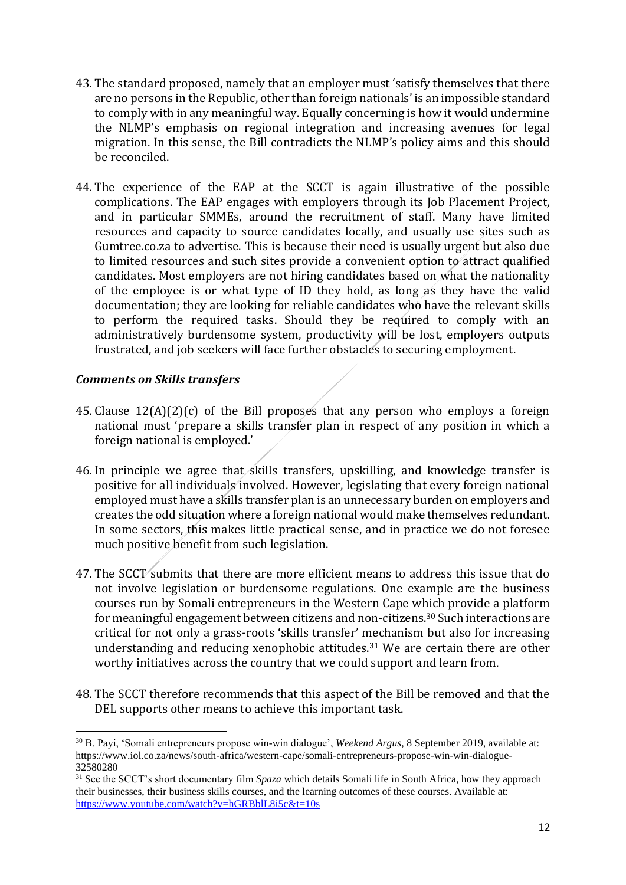43. The standard proposed, namely that an employer must 'satisfy themselves that there are no persons in the Republic, other than foreign nationals' is an impossible standard to comply with in any meaningful way. Equally concerning is how it would undermine the NLMP's emphasis on regional integration and increasing avenues for legal migration. In this sense, the Bill contradicts the NLMP's policy aims and this should be reconciled.

44. The experience of the EAP at the SCCT is again illustrative of the possible complications. The EAP engages with employers through its Job Placement Project, and in particular SMMEs, around the recruitment of staff. Many have limited resources and capacity to source candidates locally, and usually use sites such as Gumtree.co.za to advertise. This is because their need is usually urgent but also due to limited resources and such sites provide a convenient option to attract qualified candidates. Most employers are not hiring candidates based on what the nationality of the employee is or what type of ID they hold, as long as they have the valid documentation; they are looking for reliable candidates who have the relevant skills to perform the required tasks. Should they be required to comply with an administratively burdensome system, productivity will be lost, employers outputs frustrated, and job seekers will face further obstacles to securing employment.

### *Comments on Skills transfers*

45. Clause 12(A)(2)(c) of the Bill proposes that any person who employs a foreign national must 'prepare a skills transfer plan in respect of any position in which a foreign national is employed.'

46. In principle we agree that skills transfers, upskilling, and knowledge transfer is positive for all individuals involved. However, legislating that every foreign national employed must have a skills transfer plan is an unnecessary burden on employers and creates the odd situation where a foreign national would make themselves redundant. In some sectors, this makes little practical sense, and in practice we do not foresee much positive benefit from such legislation.

47. The SCCT submits that there are more efficient means to address this issue that do not involve legislation or burdensome regulations. One example are the business courses run by Somali entrepreneurs in the Western Cape which provide a platform for meaningful engagement between citizens and non-citizens.[30] Such interactions are critical for not only a grass-roots 'skills transfer' mechanism but also for increasing understanding and reducing xenophobic attitudes.[31] We are certain there are other worthy initiatives across the country that we could support and learn from.

48. The SCCT therefore recommends that this aspect of the Bill be removed and that the DEL supports other means to achieve this important task.

---

[30] B. Payi, 'Somali entrepreneurs propose win-win dialogue', *Weekend Argus*, 8 September 2019, available at: https://www.iol.co.za/news/south-africa/western-cape/somali-entrepreneurs-propose-win-win-dialogue-32580280

[31] See the SCCT's short documentary film *Spaza* which details Somali life in South Africa, how they approach their businesses, their business skills courses, and the learning outcomes of these courses. Available at: https://www.youtube.com/watch?v=hGRBblL8i5c&t=10s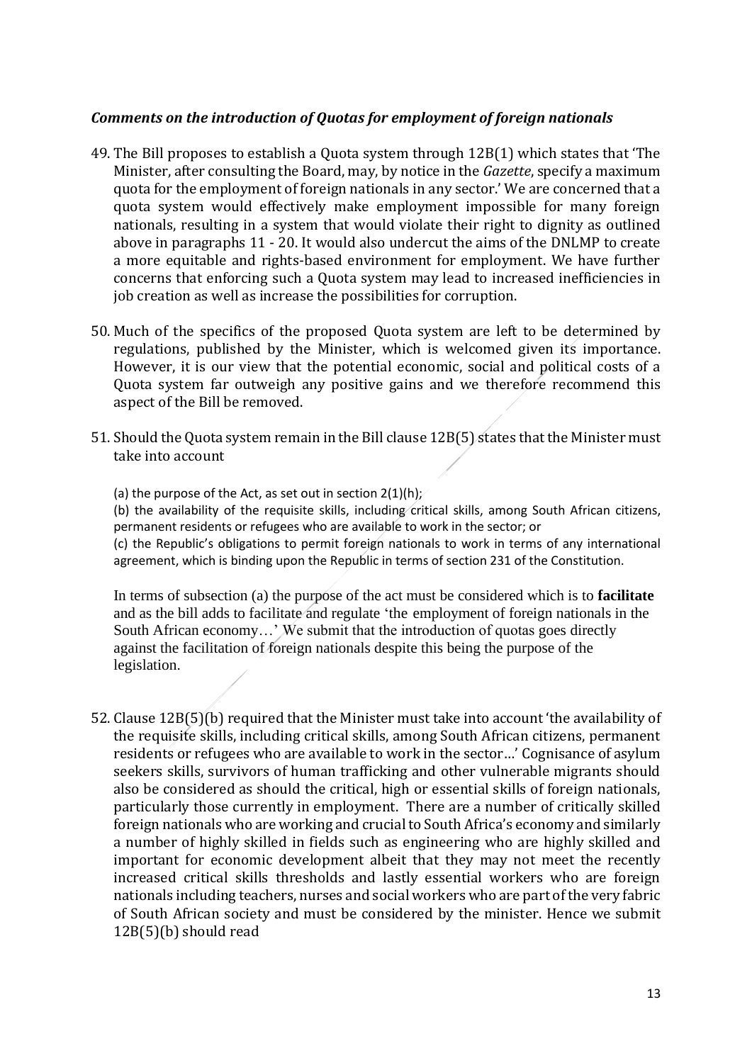### *Comments on the introduction of Quotas for employment of foreign nationals*

49. The Bill proposes to establish a Quota system through 12B(1) which states that 'The Minister, after consulting the Board, may, by notice in the *Gazette*, specify a maximum quota for the employment of foreign nationals in any sector.' We are concerned that a quota system would effectively make employment impossible for many foreign nationals, resulting in a system that would violate their right to dignity as outlined above in paragraphs 11 - 20. It would also undercut the aims of the DNLMP to create a more equitable and rights-based environment for employment. We have further concerns that enforcing such a Quota system may lead to increased inefficiencies in job creation as well as increase the possibilities for corruption.

50. Much of the specifics of the proposed Quota system are left to be determined by regulations, published by the Minister, which is welcomed given its importance. However, it is our view that the potential economic, social and political costs of a Quota system far outweigh any positive gains and we therefore recommend this aspect of the Bill be removed.

51. Should the Quota system remain in the Bill clause 12B(5) states that the Minister must take into account

    (a) the purpose of the Act, as set out in section 2(1)(h);
    (b) the availability of the requisite skills, including critical skills, among South African citizens, permanent residents or refugees who are available to work in the sector; or
    (c) the Republic's obligations to permit foreign nationals to work in terms of any international agreement, which is binding upon the Republic in terms of section 231 of the Constitution.

    In terms of subsection (a) the purpose of the act must be considered which is to **facilitate** and as the bill adds to facilitate and regulate 'the employment of foreign nationals in the South African economy…' We submit that the introduction of quotas goes directly against the facilitation of foreign nationals despite this being the purpose of the legislation.

52. Clause 12B(5)(b) required that the Minister must take into account 'the availability of the requisite skills, including critical skills, among South African citizens, permanent residents or refugees who are available to work in the sector…' Cognisance of asylum seekers skills, survivors of human trafficking and other vulnerable migrants should also be considered as should the critical, high or essential skills of foreign nationals, particularly those currently in employment. There are a number of critically skilled foreign nationals who are working and crucial to South Africa's economy and similarly a number of highly skilled in fields such as engineering who are highly skilled and important for economic development albeit that they may not meet the recently increased critical skills thresholds and lastly essential workers who are foreign nationals including teachers, nurses and social workers who are part of the very fabric of South African society and must be considered by the minister. Hence we submit 12B(5)(b) should read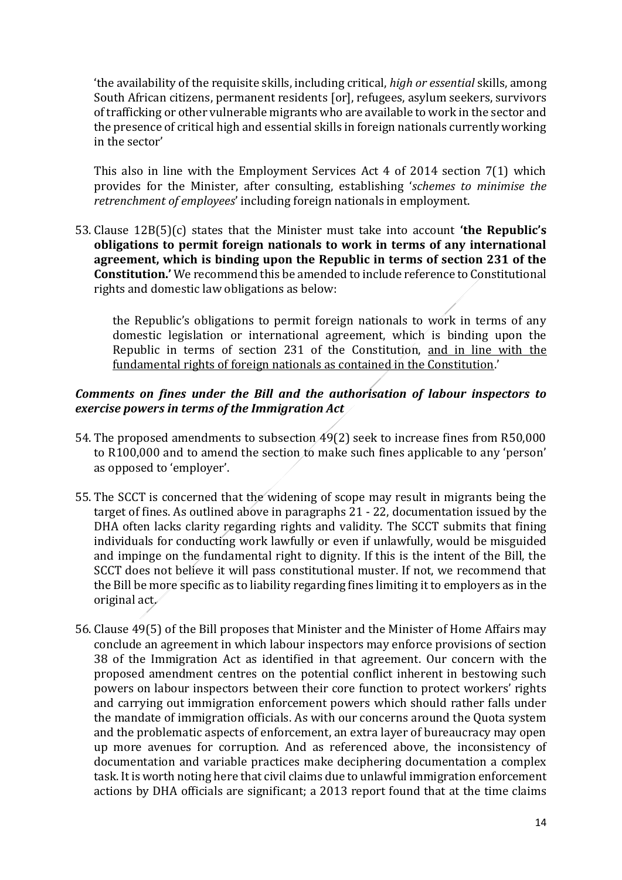'the availability of the requisite skills, including critical, *high or essential* skills, among South African citizens, permanent residents [or], refugees, asylum seekers, survivors of trafficking or other vulnerable migrants who are available to work in the sector and the presence of critical high and essential skills in foreign nationals currently working in the sector'

This also in line with the Employment Services Act 4 of 2014 section 7(1) which provides for the Minister, after consulting, establishing '*schemes to minimise the retrenchment of employees*' including foreign nationals in employment.

53. Clause 12B(5)(c) states that the Minister must take into account **'the Republic's obligations to permit foreign nationals to work in terms of any international agreement, which is binding upon the Republic in terms of section 231 of the Constitution.'** We recommend this be amended to include reference to Constitutional rights and domestic law obligations as below:

    the Republic's obligations to permit foreign nationals to work in terms of any domestic legislation or international agreement, which is binding upon the Republic in terms of section 231 of the Constitution, <u>and in line with the fundamental rights of foreign nationals as contained in the Constitution</u>.'

### *Comments on fines under the Bill and the authorisation of labour inspectors to exercise powers in terms of the Immigration Act*

54. The proposed amendments to subsection 49(2) seek to increase fines from R50,000 to R100,000 and to amend the section to make such fines applicable to any 'person' as opposed to 'employer'.

55. The SCCT is concerned that the widening of scope may result in migrants being the target of fines. As outlined above in paragraphs 21 - 22, documentation issued by the DHA often lacks clarity regarding rights and validity. The SCCT submits that fining individuals for conducting work lawfully or even if unlawfully, would be misguided and impinge on the fundamental right to dignity. If this is the intent of the Bill, the SCCT does not believe it will pass constitutional muster. If not, we recommend that the Bill be more specific as to liability regarding fines limiting it to employers as in the original act.

56. Clause 49(5) of the Bill proposes that Minister and the Minister of Home Affairs may conclude an agreement in which labour inspectors may enforce provisions of section 38 of the Immigration Act as identified in that agreement. Our concern with the proposed amendment centres on the potential conflict inherent in bestowing such powers on labour inspectors between their core function to protect workers' rights and carrying out immigration enforcement powers which should rather falls under the mandate of immigration officials. As with our concerns around the Quota system and the problematic aspects of enforcement, an extra layer of bureaucracy may open up more avenues for corruption. And as referenced above, the inconsistency of documentation and variable practices make deciphering documentation a complex task. It is worth noting here that civil claims due to unlawful immigration enforcement actions by DHA officials are significant; a 2013 report found that at the time claims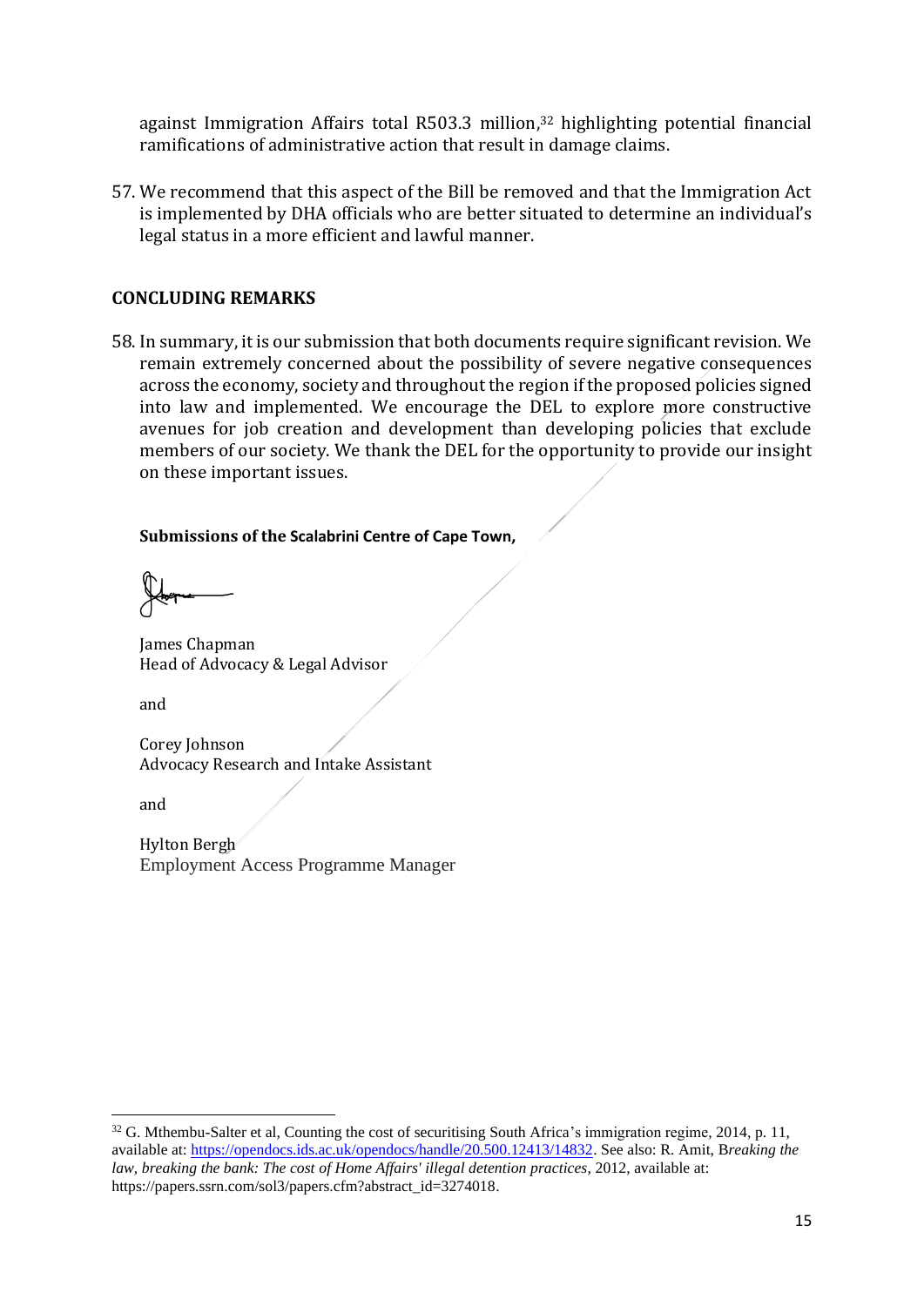against Immigration Affairs total R503.3 million,[32] highlighting potential financial ramifications of administrative action that result in damage claims.

57. We recommend that this aspect of the Bill be removed and that the Immigration Act is implemented by DHA officials who are better situated to determine an individual's legal status in a more efficient and lawful manner.

## CONCLUDING REMARKS

58. In summary, it is our submission that both documents require significant revision. We remain extremely concerned about the possibility of severe negative consequences across the economy, society and throughout the region if the proposed policies signed into law and implemented. We encourage the DEL to explore more constructive avenues for job creation and development than developing policies that exclude members of our society. We thank the DEL for the opportunity to provide our insight on these important issues.

**Submissions of the Scalabrini Centre of Cape Town,**

James Chapman
Head of Advocacy & Legal Advisor

and

Corey Johnson
Advocacy Research and Intake Assistant

and

Hylton Bergh
Employment Access Programme Manager

---

[32] G. Mthembu-Salter et al, Counting the cost of securitising South Africa's immigration regime, 2014, p. 11, available at: https://opendocs.ids.ac.uk/opendocs/handle/20.500.12413/14832. See also: R. Amit, *Breaking the law, breaking the bank: The cost of Home Affairs' illegal detention practices*, 2012, available at: https://papers.ssrn.com/sol3/papers.cfm?abstract_id=3274018.